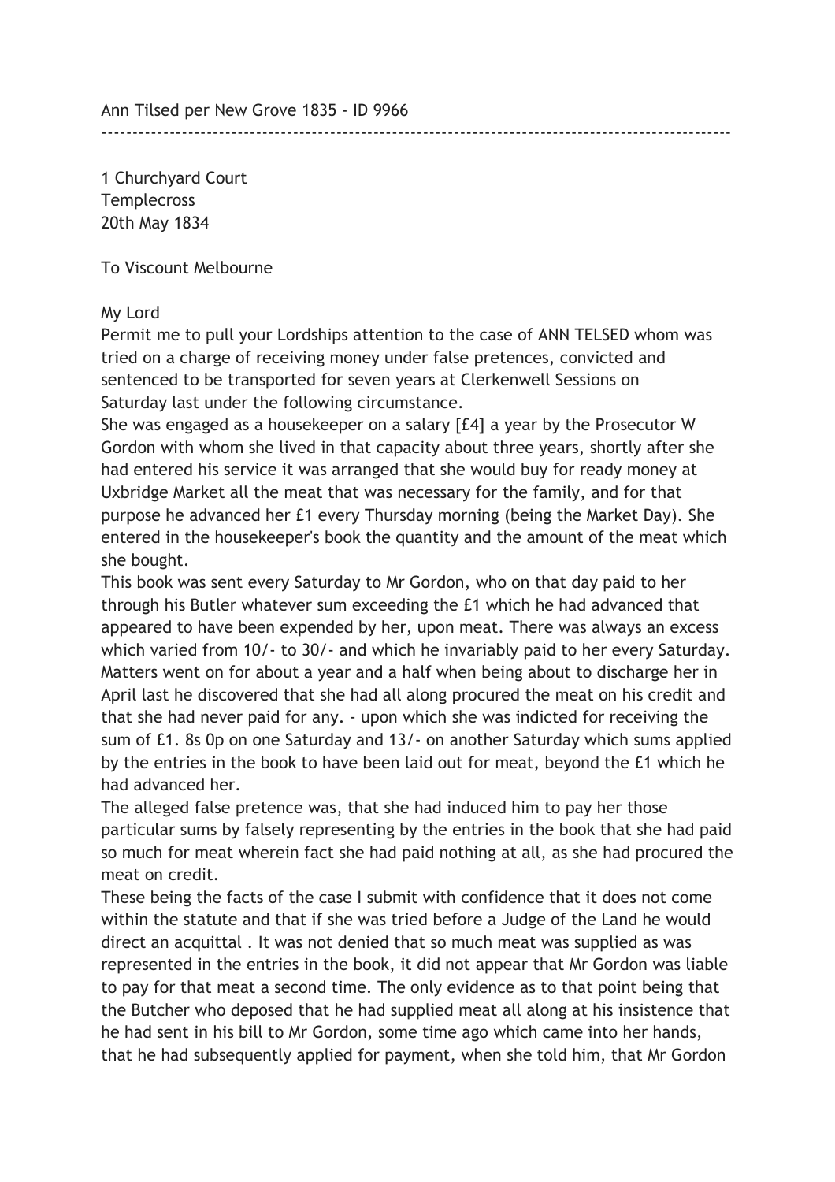Ann Tilsed per New Grove 1835 - ID 9966

---

1 Churchyard Court
Templecross
20th May 1834

To Viscount Melbourne

My Lord

Permit me to pull your Lordships attention to the case of ANN TELSED whom was tried on a charge of receiving money under false pretences, convicted and sentenced to be transported for seven years at Clerkenwell Sessions on Saturday last under the following circumstance.

She was engaged as a housekeeper on a salary [£4] a year by the Prosecutor W Gordon with whom she lived in that capacity about three years, shortly after she had entered his service it was arranged that she would buy for ready money at Uxbridge Market all the meat that was necessary for the family, and for that purpose he advanced her £1 every Thursday morning (being the Market Day). She entered in the housekeeper's book the quantity and the amount of the meat which she bought.

This book was sent every Saturday to Mr Gordon, who on that day paid to her through his Butler whatever sum exceeding the £1 which he had advanced that appeared to have been expended by her, upon meat. There was always an excess which varied from 10/- to 30/- and which he invariably paid to her every Saturday. Matters went on for about a year and a half when being about to discharge her in April last he discovered that she had all along procured the meat on his credit and that she had never paid for any. - upon which she was indicted for receiving the sum of £1. 8s 0p on one Saturday and 13/- on another Saturday which sums applied by the entries in the book to have been laid out for meat, beyond the £1 which he had advanced her.

The alleged false pretence was, that she had induced him to pay her those particular sums by falsely representing by the entries in the book that she had paid so much for meat wherein fact she had paid nothing at all, as she had procured the meat on credit.

These being the facts of the case I submit with confidence that it does not come within the statute and that if she was tried before a Judge of the Land he would direct an acquittal . It was not denied that so much meat was supplied as was represented in the entries in the book, it did not appear that Mr Gordon was liable to pay for that meat a second time. The only evidence as to that point being that the Butcher who deposed that he had supplied meat all along at his insistence that he had sent in his bill to Mr Gordon, some time ago which came into her hands, that he had subsequently applied for payment, when she told him, that Mr Gordon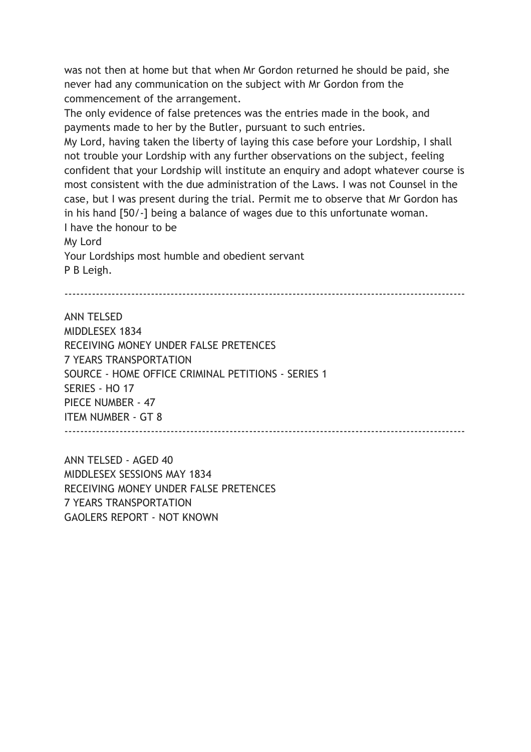was not then at home but that when Mr Gordon returned he should be paid, she never had any communication on the subject with Mr Gordon from the commencement of the arrangement.

The only evidence of false pretences was the entries made in the book, and payments made to her by the Butler, pursuant to such entries.

My Lord, having taken the liberty of laying this case before your Lordship, I shall not trouble your Lordship with any further observations on the subject, feeling confident that your Lordship will institute an enquiry and adopt whatever course is most consistent with the due administration of the Laws. I was not Counsel in the case, but I was present during the trial. Permit me to observe that Mr Gordon has in his hand [50/-] being a balance of wages due to this unfortunate woman.

I have the honour to be

My Lord

Your Lordships most humble and obedient servant

P B Leigh.

---

ANN TELSED
MIDDLESEX 1834
RECEIVING MONEY UNDER FALSE PRETENCES
7 YEARS TRANSPORTATION
SOURCE - HOME OFFICE CRIMINAL PETITIONS - SERIES 1
SERIES - HO 17
PIECE NUMBER - 47
ITEM NUMBER - GT 8

---

ANN TELSED - AGED 40
MIDDLESEX SESSIONS MAY 1834
RECEIVING MONEY UNDER FALSE PRETENCES
7 YEARS TRANSPORTATION
GAOLERS REPORT - NOT KNOWN